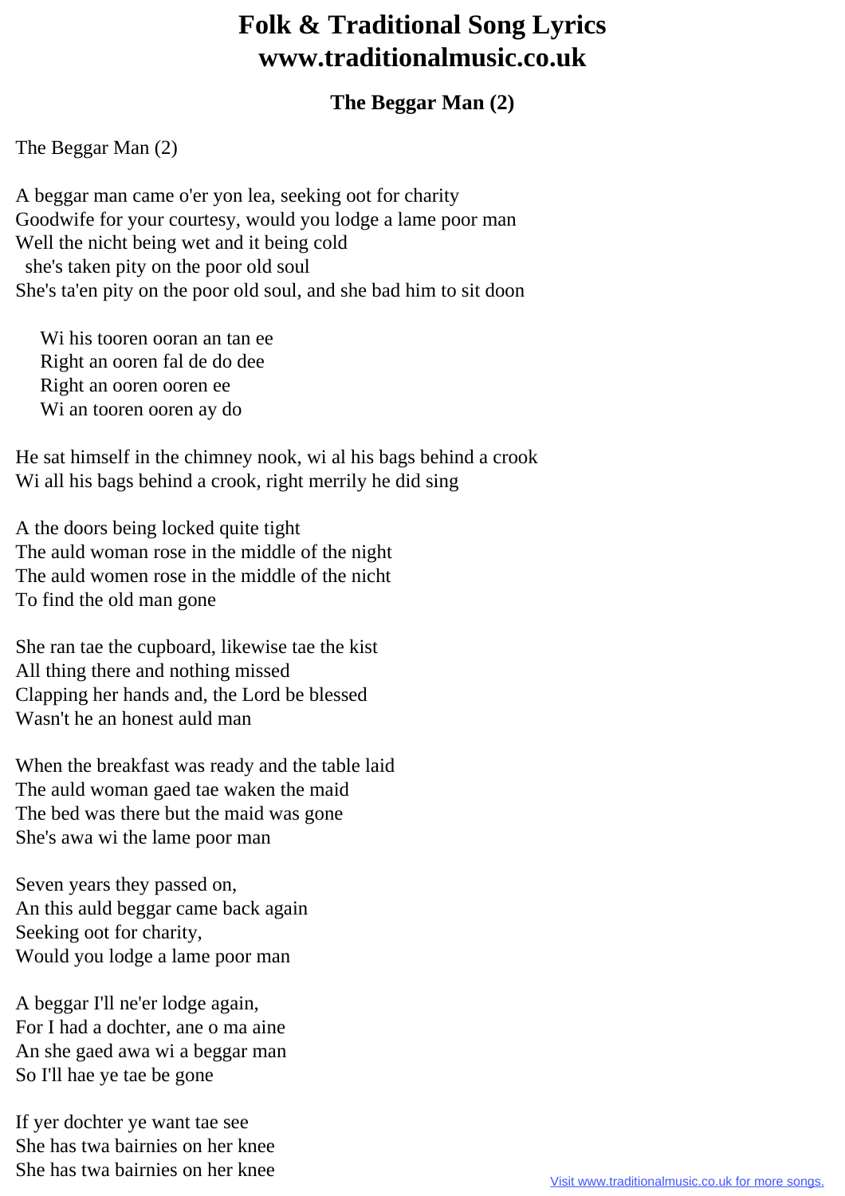# Folk & Traditional Song Lyrics
# www.traditionalmusic.co.uk

### The Beggar Man (2)

The Beggar Man (2)

A beggar man came o'er yon lea, seeking oot for charity
Goodwife for your courtesy, would you lodge a lame poor man
Well the nicht being wet and it being cold
 she's taken pity on the poor old soul
She's ta'en pity on the poor old soul, and she bad him to sit doon

  Wi his tooren ooran an tan ee
  Right an ooren fal de do dee
  Right an ooren ooren ee
  Wi an tooren ooren ay do

He sat himself in the chimney nook, wi al his bags behind a crook
Wi all his bags behind a crook, right merrily he did sing

A the doors being locked quite tight
The auld woman rose in the middle of the night
The auld women rose in the middle of the nicht
To find the old man gone

She ran tae the cupboard, likewise tae the kist
All thing there and nothing missed
Clapping her hands and, the Lord be blessed
Wasn't he an honest auld man

When the breakfast was ready and the table laid
The auld woman gaed tae waken the maid
The bed was there but the maid was gone
She's awa wi the lame poor man

Seven years they passed on,
An this auld beggar came back again
Seeking oot for charity,
Would you lodge a lame poor man

A beggar I'll ne'er lodge again,
For I had a dochter, ane o ma aine
An she gaed awa wi a beggar man
So I'll hae ye tae be gone

If yer dochter ye want tae see
She has twa bairnies on her knee
She has twa bairnies on her knee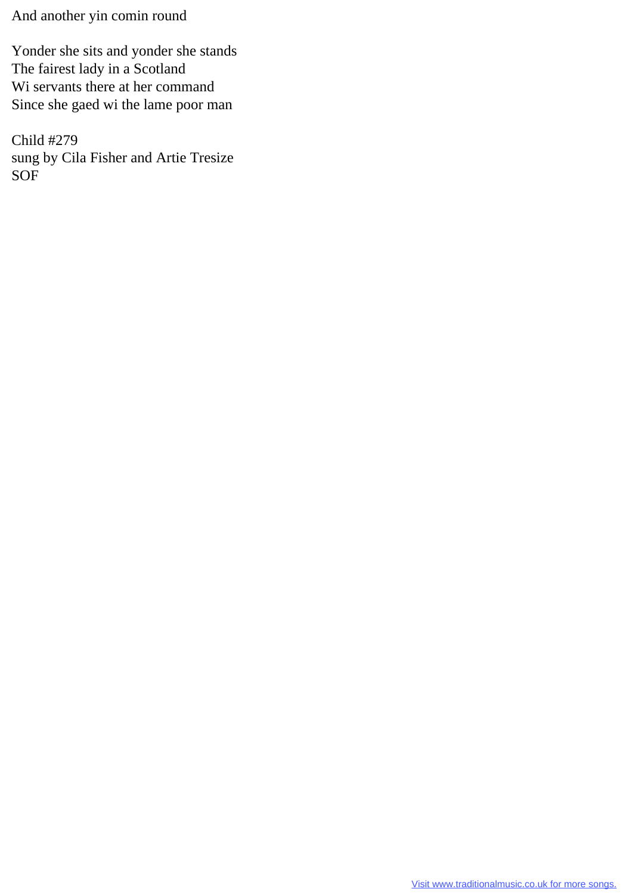And another yin comin round

Yonder she sits and yonder she stands
The fairest lady in a Scotland
Wi servants there at her command
Since she gaed wi the lame poor man

Child #279
sung by Cila Fisher and Artie Tresize
SOF